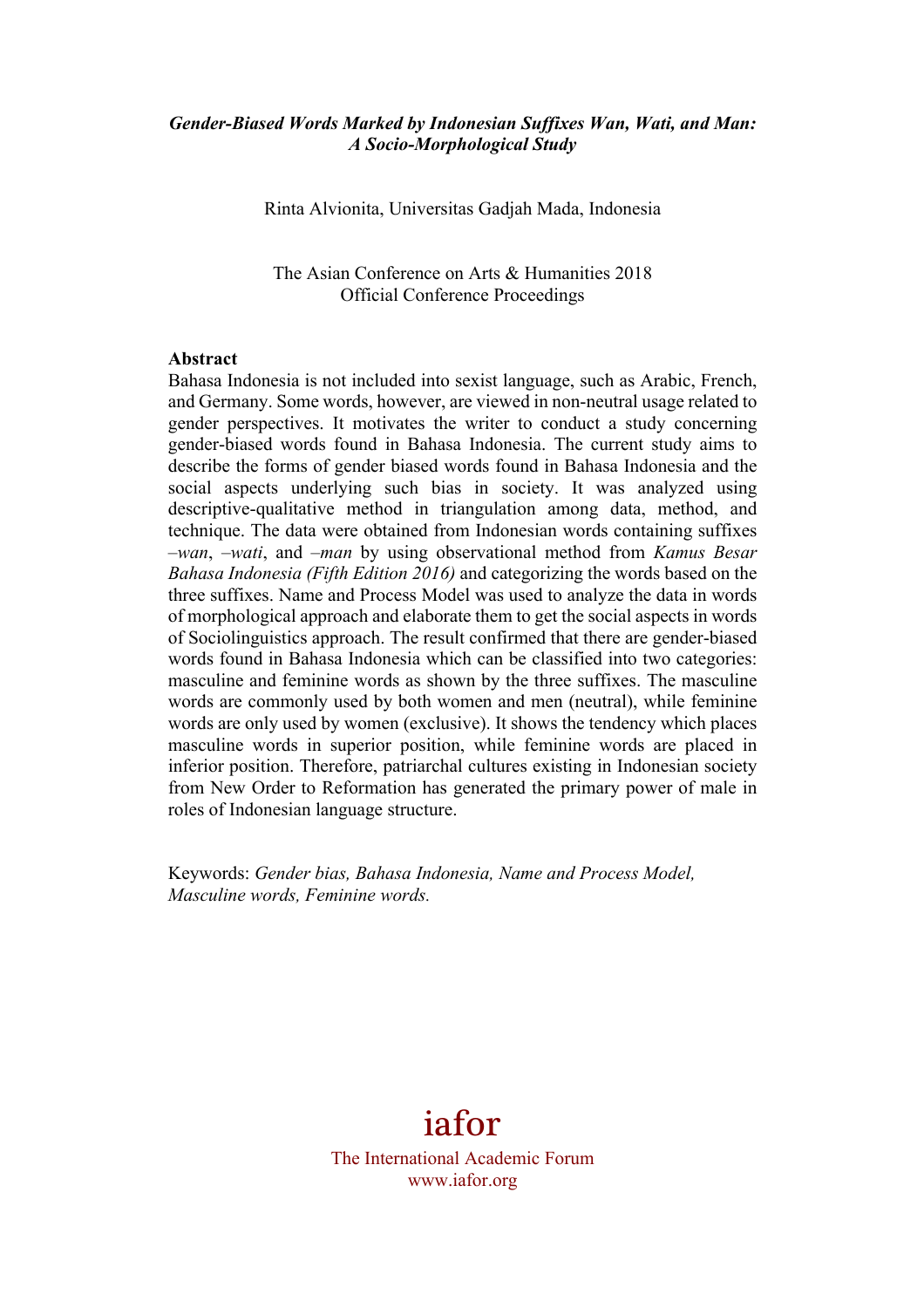***Gender-Biased Words Marked by Indonesian Suffixes Wan, Wati, and Man: A Socio-Morphological Study***

Rinta Alvionita, Universitas Gadjah Mada, Indonesia

The Asian Conference on Arts & Humanities 2018
Official Conference Proceedings

**Abstract**

Bahasa Indonesia is not included into sexist language, such as Arabic, French, and Germany. Some words, however, are viewed in non-neutral usage related to gender perspectives. It motivates the writer to conduct a study concerning gender-biased words found in Bahasa Indonesia. The current study aims to describe the forms of gender biased words found in Bahasa Indonesia and the social aspects underlying such bias in society. It was analyzed using descriptive-qualitative method in triangulation among data, method, and technique. The data were obtained from Indonesian words containing suffixes *–wan*, *–wati*, and *–man* by using observational method from *Kamus Besar Bahasa Indonesia (Fifth Edition 2016)* and categorizing the words based on the three suffixes. Name and Process Model was used to analyze the data in words of morphological approach and elaborate them to get the social aspects in words of Sociolinguistics approach. The result confirmed that there are gender-biased words found in Bahasa Indonesia which can be classified into two categories: masculine and feminine words as shown by the three suffixes. The masculine words are commonly used by both women and men (neutral), while feminine words are only used by women (exclusive). It shows the tendency which places masculine words in superior position, while feminine words are placed in inferior position. Therefore, patriarchal cultures existing in Indonesian society from New Order to Reformation has generated the primary power of male in roles of Indonesian language structure.

Keywords: *Gender bias, Bahasa Indonesia, Name and Process Model, Masculine words, Feminine words.*

iafor
The International Academic Forum
www.iafor.org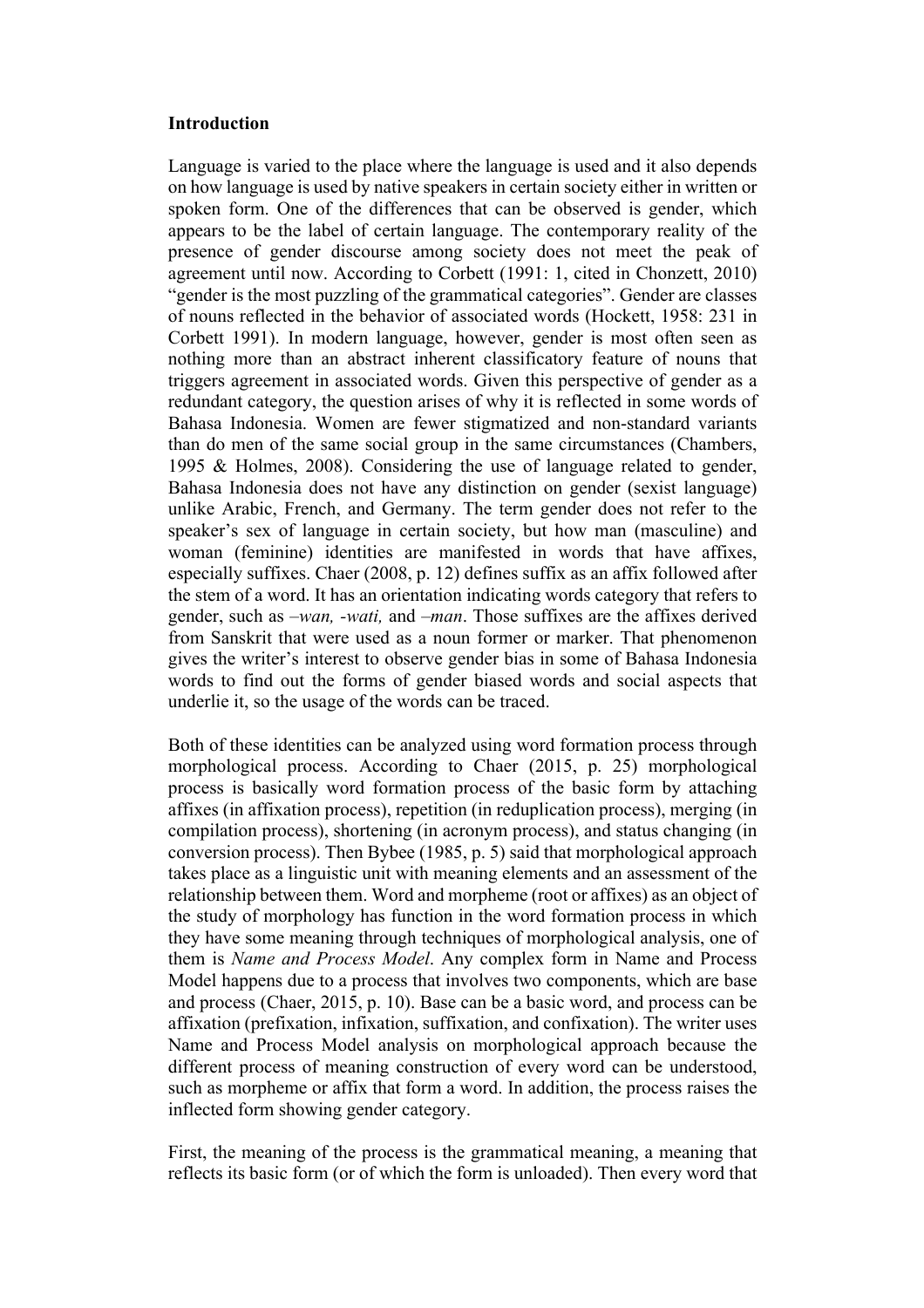**Introduction**

Language is varied to the place where the language is used and it also depends on how language is used by native speakers in certain society either in written or spoken form. One of the differences that can be observed is gender, which appears to be the label of certain language. The contemporary reality of the presence of gender discourse among society does not meet the peak of agreement until now. According to Corbett (1991: 1, cited in Chonzett, 2010) "gender is the most puzzling of the grammatical categories". Gender are classes of nouns reflected in the behavior of associated words (Hockett, 1958: 231 in Corbett 1991). In modern language, however, gender is most often seen as nothing more than an abstract inherent classificatory feature of nouns that triggers agreement in associated words. Given this perspective of gender as a redundant category, the question arises of why it is reflected in some words of Bahasa Indonesia. Women are fewer stigmatized and non-standard variants than do men of the same social group in the same circumstances (Chambers, 1995 & Holmes, 2008). Considering the use of language related to gender, Bahasa Indonesia does not have any distinction on gender (sexist language) unlike Arabic, French, and Germany. The term gender does not refer to the speaker's sex of language in certain society, but how man (masculine) and woman (feminine) identities are manifested in words that have affixes, especially suffixes. Chaer (2008, p. 12) defines suffix as an affix followed after the stem of a word. It has an orientation indicating words category that refers to gender, such as *–wan, -wati,* and *–man*. Those suffixes are the affixes derived from Sanskrit that were used as a noun former or marker. That phenomenon gives the writer's interest to observe gender bias in some of Bahasa Indonesia words to find out the forms of gender biased words and social aspects that underlie it, so the usage of the words can be traced.

Both of these identities can be analyzed using word formation process through morphological process. According to Chaer (2015, p. 25) morphological process is basically word formation process of the basic form by attaching affixes (in affixation process), repetition (in reduplication process), merging (in compilation process), shortening (in acronym process), and status changing (in conversion process). Then Bybee (1985, p. 5) said that morphological approach takes place as a linguistic unit with meaning elements and an assessment of the relationship between them. Word and morpheme (root or affixes) as an object of the study of morphology has function in the word formation process in which they have some meaning through techniques of morphological analysis, one of them is *Name and Process Model*. Any complex form in Name and Process Model happens due to a process that involves two components, which are base and process (Chaer, 2015, p. 10). Base can be a basic word, and process can be affixation (prefixation, infixation, suffixation, and confixation). The writer uses Name and Process Model analysis on morphological approach because the different process of meaning construction of every word can be understood, such as morpheme or affix that form a word. In addition, the process raises the inflected form showing gender category.

First, the meaning of the process is the grammatical meaning, a meaning that reflects its basic form (or of which the form is unloaded). Then every word that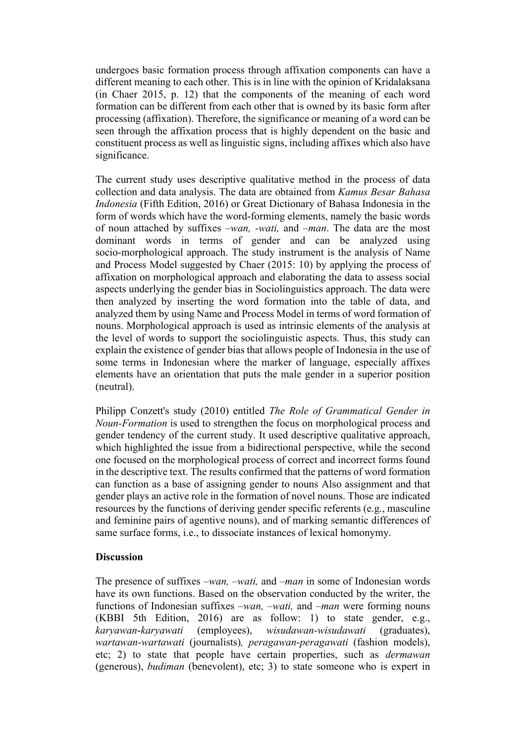undergoes basic formation process through affixation components can have a different meaning to each other. This is in line with the opinion of Kridalaksana (in Chaer 2015, p. 12) that the components of the meaning of each word formation can be different from each other that is owned by its basic form after processing (affixation). Therefore, the significance or meaning of a word can be seen through the affixation process that is highly dependent on the basic and constituent process as well as linguistic signs, including affixes which also have significance.

The current study uses descriptive qualitative method in the process of data collection and data analysis. The data are obtained from *Kamus Besar Bahasa Indonesia* (Fifth Edition, 2016) or Great Dictionary of Bahasa Indonesia in the form of words which have the word-forming elements, namely the basic words of noun attached by suffixes *–wan, -wati,* and *–man*. The data are the most dominant words in terms of gender and can be analyzed using socio-morphological approach. The study instrument is the analysis of Name and Process Model suggested by Chaer (2015: 10) by applying the process of affixation on morphological approach and elaborating the data to assess social aspects underlying the gender bias in Sociolinguistics approach. The data were then analyzed by inserting the word formation into the table of data, and analyzed them by using Name and Process Model in terms of word formation of nouns. Morphological approach is used as intrinsic elements of the analysis at the level of words to support the sociolinguistic aspects. Thus, this study can explain the existence of gender bias that allows people of Indonesia in the use of some terms in Indonesian where the marker of language, especially affixes elements have an orientation that puts the male gender in a superior position (neutral).

Philipp Conzett's study (2010) entitled *The Role of Grammatical Gender in Noun-Formation* is used to strengthen the focus on morphological process and gender tendency of the current study. It used descriptive qualitative approach, which highlighted the issue from a bidirectional perspective, while the second one focused on the morphological process of correct and incorrect forms found in the descriptive text. The results confirmed that the patterns of word formation can function as a base of assigning gender to nouns Also assignment and that gender plays an active role in the formation of novel nouns. Those are indicated resources by the functions of deriving gender specific referents (e.g., masculine and feminine pairs of agentive nouns), and of marking semantic differences of same surface forms, i.e., to dissociate instances of lexical homonymy.

**Discussion**

The presence of suffixes *–wan, –wati,* and *–man* in some of Indonesian words have its own functions. Based on the observation conducted by the writer, the functions of Indonesian suffixes *–wan, –wati,* and *–man* were forming nouns (KBBI 5th Edition, 2016) are as follow: 1) to state gender, e.g., *karyawan-karyawati* (employees), *wisudawan-wisudawati* (graduates), *wartawan-wartawati* (journalists), *peragawan-peragawati* (fashion models), etc; 2) to state that people have certain properties, such as *dermawan* (generous), *budiman* (benevolent), etc; 3) to state someone who is expert in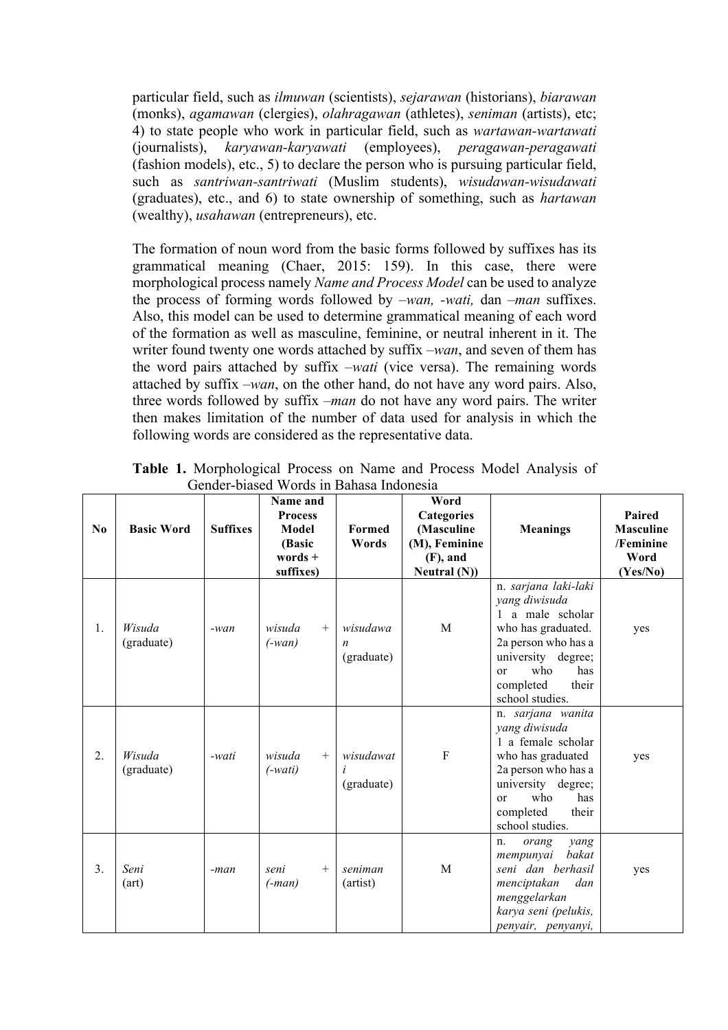particular field, such as *ilmuwan* (scientists), *sejarawan* (historians), *biarawan* (monks), *agamawan* (clergies), *olahragawan* (athletes), *seniman* (artists), etc; 4) to state people who work in particular field, such as *wartawan-wartawati* (journalists), *karyawan-karyawati* (employees), *peragawan-peragawati* (fashion models), etc., 5) to declare the person who is pursuing particular field, such as *santriwan-santriwati* (Muslim students), *wisudawan-wisudawati* (graduates), etc., and 6) to state ownership of something, such as *hartawan* (wealthy), *usahawan* (entrepreneurs), etc.

The formation of noun word from the basic forms followed by suffixes has its grammatical meaning (Chaer, 2015: 159). In this case, there were morphological process namely *Name and Process Model* can be used to analyze the process of forming words followed by *–wan, -wati,* dan *–man* suffixes. Also, this model can be used to determine grammatical meaning of each word of the formation as well as masculine, feminine, or neutral inherent in it. The writer found twenty one words attached by suffix *–wan*, and seven of them has the word pairs attached by suffix *–wati* (vice versa). The remaining words attached by suffix *–wan*, on the other hand, do not have any word pairs. Also, three words followed by suffix *–man* do not have any word pairs. The writer then makes limitation of the number of data used for analysis in which the following words are considered as the representative data.

**Table 1.** Morphological Process on Name and Process Model Analysis of Gender-biased Words in Bahasa Indonesia

| No | Basic Word | Suffixes | Name and Process Model (Basic words + suffixes) | Formed Words | Word Categories (Masculine (M), Feminine (F), and Neutral (N)) | Meanings | Paired Masculine /Feminine Word (Yes/No) |
|---|---|---|---|---|---|---|---|
| 1. | *Wisuda* (graduate) | *-wan* | *wisuda + (-wan)* | *wisudawan* (graduate) | M | n. *sarjana laki-laki yang diwisuda* 1 a male scholar who has graduated. 2a person who has a university degree; or who has completed their school studies. | yes |
| 2. | *Wisuda* (graduate) | *-wati* | *wisuda + (-wati)* | *wisudawati* (graduate) | F | n. *sarjana wanita yang diwisuda* 1 a female scholar who has graduated 2a person who has a university degree; or who has completed their school studies. | yes |
| 3. | *Seni* (art) | *-man* | *seni + (-man)* | *seniman* (artist) | M | n. *orang yang mempunyai bakat seni dan berhasil menciptakan dan menggelarkan karya seni (pelukis, penyair, penyanyi,* | yes |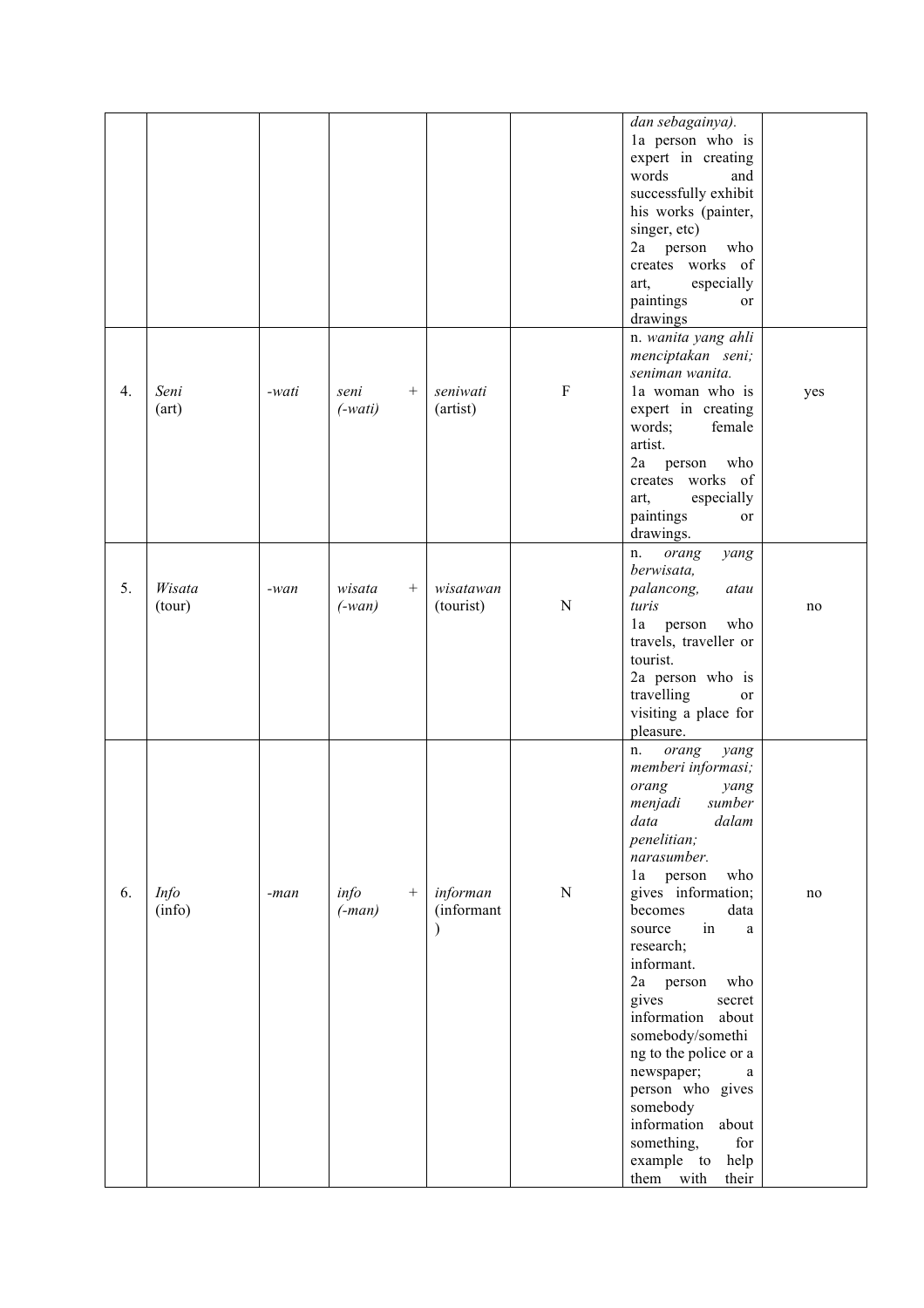|  |  |  |  |  |  | *dan sebagainya).* 1a person who is expert in creating words and successfully exhibit his works (painter, singer, etc) 2a person who creates works of art, especially paintings or drawings |  |
|---|---|---|---|---|---|---|---|
| 4. | *Seni* (art) | *-wati* | *seni + (-wati)* | *seniwati* (artist) | F | n. *wanita yang ahli menciptakan seni; seniman wanita.* 1a woman who is expert in creating words; female artist. 2a person who creates works of art, especially paintings or drawings. | yes |
| 5. | *Wisata* (tour) | *-wan* | *wisata + (-wan)* | *wisatawan* (tourist) | N | n. *orang yang berwisata, palancong, atau turis* 1a person who travels, traveller or tourist. 2a person who is travelling or visiting a place for pleasure. | no |
| 6. | *Info* (info) | *-man* | *info + (-man)* | *informan* (informant) | N | n. *orang yang memberi informasi; orang yang menjadi sumber data dalam penelitian; narasumber.* 1a person who gives information; becomes data source in a research; informant. 2a person who gives secret information about somebody/something to the police or a newspaper; a person who gives somebody information about something, for example to help them with their | no |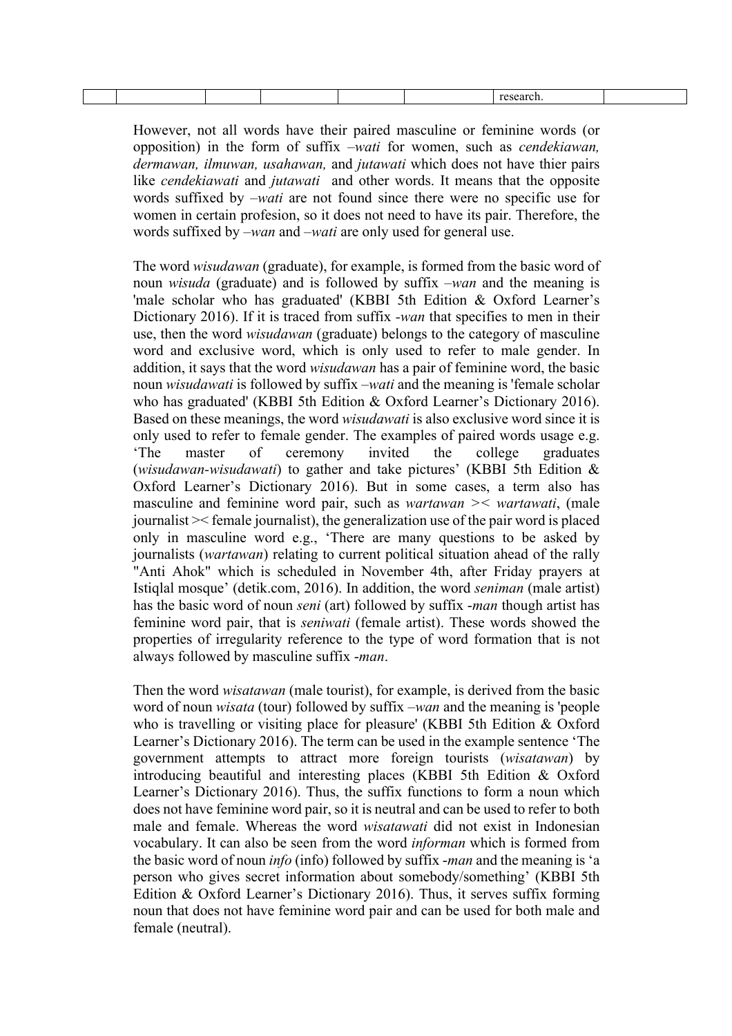| | | | | | | research. | |
|---|---|---|---|---|---|---|---|

However, not all words have their paired masculine or feminine words (or opposition) in the form of suffix *–wati* for women, such as *cendekiawan, dermawan, ilmuwan, usahawan,* and *jutawati* which does not have thier pairs like *cendekiawati* and *jutawati* and other words. It means that the opposite words suffixed by *–wati* are not found since there were no specific use for women in certain profesion, so it does not need to have its pair. Therefore, the words suffixed by *–wan* and *–wati* are only used for general use.

The word *wisudawan* (graduate), for example, is formed from the basic word of noun *wisuda* (graduate) and is followed by suffix *–wan* and the meaning is 'male scholar who has graduated' (KBBI 5th Edition & Oxford Learner's Dictionary 2016). If it is traced from suffix *-wan* that specifies to men in their use, then the word *wisudawan* (graduate) belongs to the category of masculine word and exclusive word, which is only used to refer to male gender. In addition, it says that the word *wisudawan* has a pair of feminine word, the basic noun *wisudawati* is followed by suffix *–wati* and the meaning is 'female scholar who has graduated' (KBBI 5th Edition & Oxford Learner's Dictionary 2016). Based on these meanings, the word *wisudawati* is also exclusive word since it is only used to refer to female gender. The examples of paired words usage e.g. 'The master of ceremony invited the college graduates (*wisudawan-wisudawati*) to gather and take pictures' (KBBI 5th Edition & Oxford Learner's Dictionary 2016). But in some cases, a term also has masculine and feminine word pair, such as *wartawan* >< *wartawati*, (male journalist >< female journalist), the generalization use of the pair word is placed only in masculine word e.g., 'There are many questions to be asked by journalists (*wartawan*) relating to current political situation ahead of the rally "Anti Ahok" which is scheduled in November 4th, after Friday prayers at Istiqlal mosque' (detik.com, 2016). In addition, the word *seniman* (male artist) has the basic word of noun *seni* (art) followed by suffix *-man* though artist has feminine word pair, that is *seniwati* (female artist). These words showed the properties of irregularity reference to the type of word formation that is not always followed by masculine suffix *-man*.

Then the word *wisatawan* (male tourist), for example, is derived from the basic word of noun *wisata* (tour) followed by suffix *–wan* and the meaning is 'people who is travelling or visiting place for pleasure' (KBBI 5th Edition & Oxford Learner's Dictionary 2016). The term can be used in the example sentence 'The government attempts to attract more foreign tourists (*wisatawan*) by introducing beautiful and interesting places (KBBI 5th Edition & Oxford Learner's Dictionary 2016). Thus, the suffix functions to form a noun which does not have feminine word pair, so it is neutral and can be used to refer to both male and female. Whereas the word *wisatawati* did not exist in Indonesian vocabulary. It can also be seen from the word *informan* which is formed from the basic word of noun *info* (info) followed by suffix *-man* and the meaning is 'a person who gives secret information about somebody/something' (KBBI 5th Edition & Oxford Learner's Dictionary 2016). Thus, it serves suffix forming noun that does not have feminine word pair and can be used for both male and female (neutral).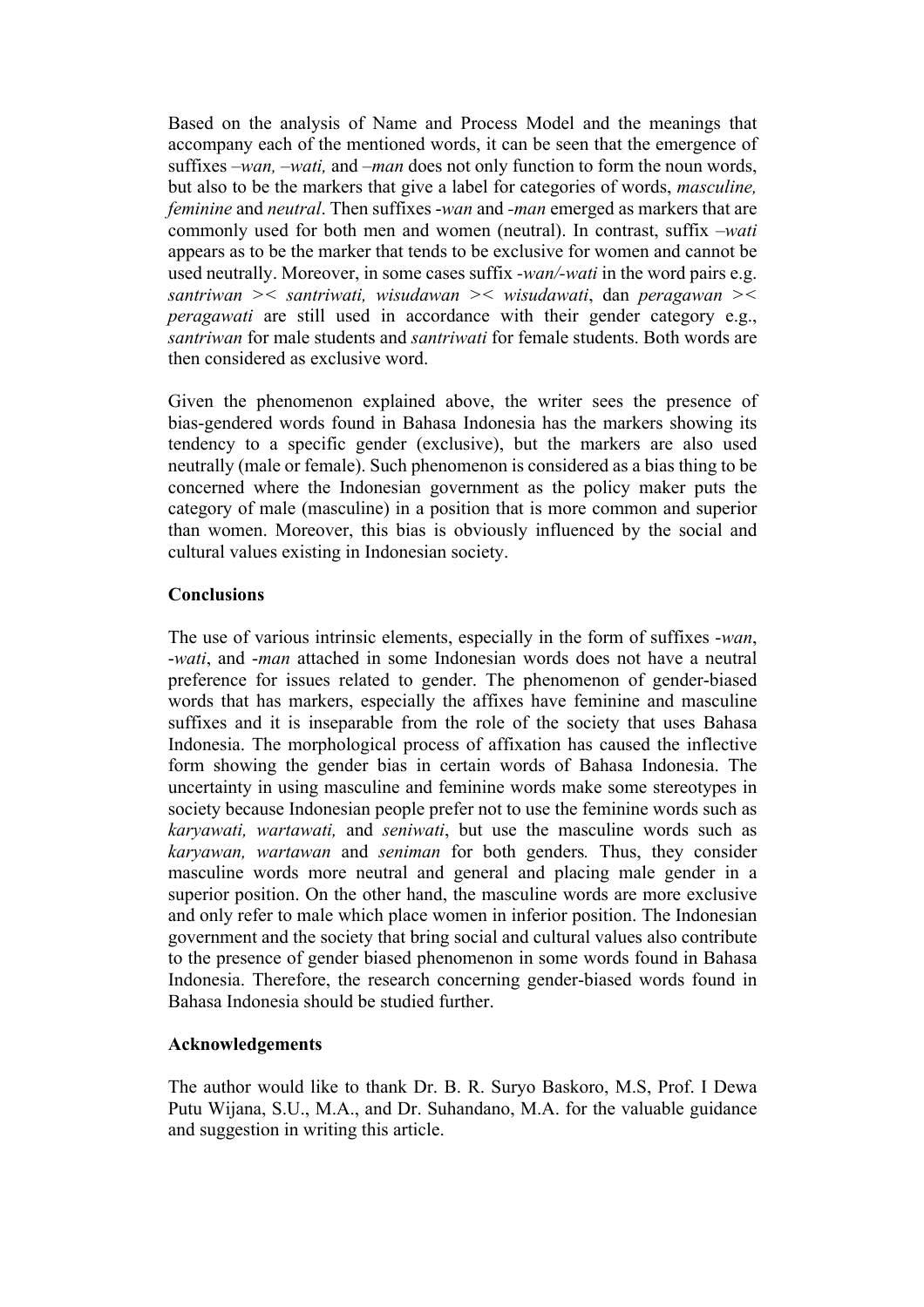Based on the analysis of Name and Process Model and the meanings that accompany each of the mentioned words, it can be seen that the emergence of suffixes *–wan, –wati,* and *–man* does not only function to form the noun words, but also to be the markers that give a label for categories of words, *masculine, feminine* and *neutral*. Then suffixes -*wan* and -*man* emerged as markers that are commonly used for both men and women (neutral). In contrast, suffix *–wati* appears as to be the marker that tends to be exclusive for women and cannot be used neutrally. Moreover, in some cases suffix -*wan/-wati* in the word pairs e.g. *santriwan* >< *santriwati, wisudawan* >< *wisudawati*, dan *peragawan* >< *peragawati* are still used in accordance with their gender category e.g., *santriwan* for male students and *santriwati* for female students. Both words are then considered as exclusive word.

Given the phenomenon explained above, the writer sees the presence of bias-gendered words found in Bahasa Indonesia has the markers showing its tendency to a specific gender (exclusive), but the markers are also used neutrally (male or female). Such phenomenon is considered as a bias thing to be concerned where the Indonesian government as the policy maker puts the category of male (masculine) in a position that is more common and superior than women. Moreover, this bias is obviously influenced by the social and cultural values existing in Indonesian society.

## Conclusions

The use of various intrinsic elements, especially in the form of suffixes -*wan*, -*wati*, and -*man* attached in some Indonesian words does not have a neutral preference for issues related to gender. The phenomenon of gender-biased words that has markers, especially the affixes have feminine and masculine suffixes and it is inseparable from the role of the society that uses Bahasa Indonesia. The morphological process of affixation has caused the inflective form showing the gender bias in certain words of Bahasa Indonesia. The uncertainty in using masculine and feminine words make some stereotypes in society because Indonesian people prefer not to use the feminine words such as *karyawati, wartawati,* and *seniwati*, but use the masculine words such as *karyawan, wartawan* and *seniman* for both genders*.* Thus, they consider masculine words more neutral and general and placing male gender in a superior position. On the other hand, the masculine words are more exclusive and only refer to male which place women in inferior position. The Indonesian government and the society that bring social and cultural values also contribute to the presence of gender biased phenomenon in some words found in Bahasa Indonesia. Therefore, the research concerning gender-biased words found in Bahasa Indonesia should be studied further.

## Acknowledgements

The author would like to thank Dr. B. R. Suryo Baskoro, M.S, Prof. I Dewa Putu Wijana, S.U., M.A., and Dr. Suhandano, M.A. for the valuable guidance and suggestion in writing this article.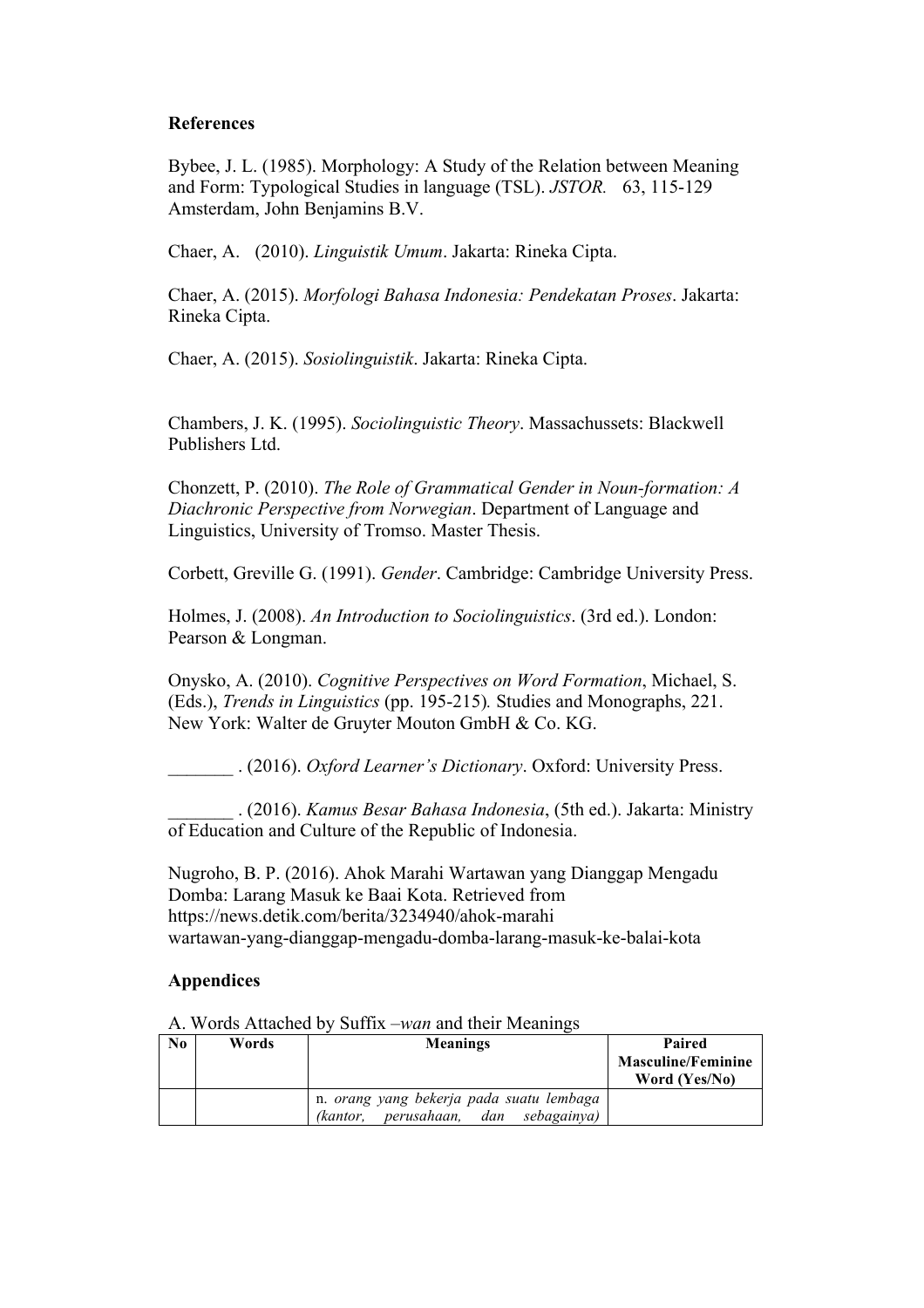## References

Bybee, J. L. (1985). Morphology: A Study of the Relation between Meaning and Form: Typological Studies in language (TSL). *JSTOR.* 63, 115-129 Amsterdam, John Benjamins B.V.

Chaer, A. (2010). *Linguistik Umum*. Jakarta: Rineka Cipta.

Chaer, A. (2015). *Morfologi Bahasa Indonesia: Pendekatan Proses*. Jakarta: Rineka Cipta.

Chaer, A. (2015). *Sosiolinguistik*. Jakarta: Rineka Cipta.

Chambers, J. K. (1995). *Sociolinguistic Theory*. Massachussets: Blackwell Publishers Ltd.

Chonzett, P. (2010). *The Role of Grammatical Gender in Noun-formation: A Diachronic Perspective from Norwegian*. Department of Language and Linguistics, University of Tromso. Master Thesis.

Corbett, Greville G. (1991). *Gender*. Cambridge: Cambridge University Press.

Holmes, J. (2008). *An Introduction to Sociolinguistics*. (3rd ed.). London: Pearson & Longman.

Onysko, A. (2010). *Cognitive Perspectives on Word Formation*, Michael, S. (Eds.), *Trends in Linguistics* (pp. 195-215)*.* Studies and Monographs, 221. New York: Walter de Gruyter Mouton GmbH & Co. KG.

_______ . (2016). *Oxford Learner's Dictionary*. Oxford: University Press.

_______ . (2016). *Kamus Besar Bahasa Indonesia*, (5th ed.). Jakarta: Ministry of Education and Culture of the Republic of Indonesia.

Nugroho, B. P. (2016). Ahok Marahi Wartawan yang Dianggap Mengadu Domba: Larang Masuk ke Baai Kota. Retrieved from https://news.detik.com/berita/3234940/ahok-marahi wartawan-yang-dianggap-mengadu-domba-larang-masuk-ke-balai-kota

## Appendices

A. Words Attached by Suffix –*wan* and their Meanings

| No | Words | Meanings | Paired Masculine/Feminine Word (Yes/No) |
|---|---|---|---|
| | | n. *orang yang bekerja pada suatu lembaga (kantor, perusahaan, dan sebagainya)* | |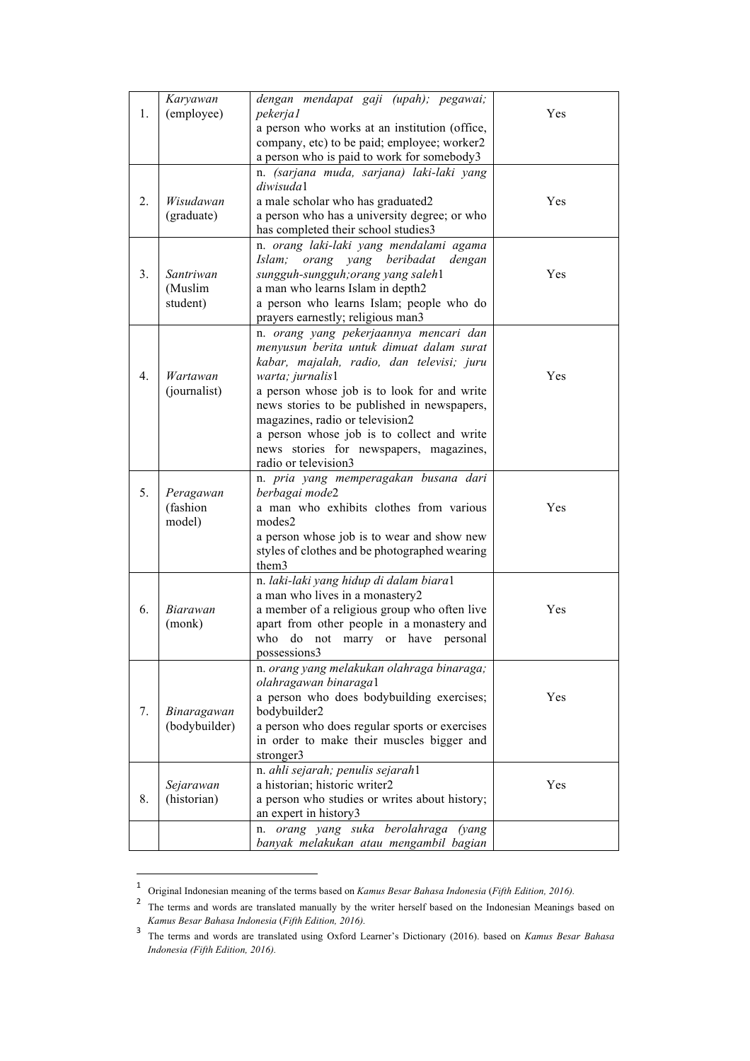| | | | |
|---|---|---|---|
| 1. | *Karyawan* (employee) | *dengan mendapat gaji (upah); pegawai; pekerja1*<br>a person who works at an institution (office, company, etc) to be paid; employee; worker2<br>a person who is paid to work for somebody3 | Yes |
| 2. | *Wisudawan* (graduate) | n. *(sarjana muda, sarjana) laki-laki yang diwisuda*1<br>a male scholar who has graduated2<br>a person who has a university degree; or who has completed their school studies3 | Yes |
| 3. | *Santriwan* (Muslim student) | n. *orang laki-laki yang mendalami agama Islam; orang yang beribadat dengan sungguh-sungguh;orang yang saleh*1<br>a man who learns Islam in depth2<br>a person who learns Islam; people who do prayers earnestly; religious man3 | Yes |
| 4. | *Wartawan* (journalist) | n. *orang yang pekerjaannya mencari dan menyusun berita untuk dimuat dalam surat kabar, majalah, radio, dan televisi; juru warta; jurnalis*1<br>a person whose job is to look for and write news stories to be published in newspapers, magazines, radio or television2<br>a person whose job is to collect and write news stories for newspapers, magazines, radio or television3 | Yes |
| 5. | *Peragawan* (fashion model) | n. *pria yang memperagakan busana dari berbagai mode*2<br>a man who exhibits clothes from various modes2<br>a person whose job is to wear and show new styles of clothes and be photographed wearing them3 | Yes |
| 6. | *Biarawan* (monk) | n. *laki-laki yang hidup di dalam biara*1<br>a man who lives in a monastery2<br>a member of a religious group who often live apart from other people in a monastery and who do not marry or have personal possessions3 | Yes |
| 7. | *Binaragawan* (bodybuilder) | n. *orang yang melakukan olahraga binaraga; olahragawan binaraga*1<br>a person who does bodybuilding exercises; bodybuilder2<br>a person who does regular sports or exercises in order to make their muscles bigger and stronger3 | Yes |
| 8. | *Sejarawan* (historian) | n. *ahli sejarah; penulis sejarah*1<br>a historian; historic writer2<br>a person who studies or writes about history; an expert in history3 | Yes |
| | | n. *orang yang suka berolahraga (yang banyak melakukan atau mengambil bagian* | |

[1] Original Indonesian meaning of the terms based on *Kamus Besar Bahasa Indonesia* (*Fifth Edition, 2016).*

[2] The terms and words are translated manually by the writer herself based on the Indonesian Meanings based on *Kamus Besar Bahasa Indonesia* (*Fifth Edition, 2016).*

[3] The terms and words are translated using Oxford Learner's Dictionary (2016). based on *Kamus Besar Bahasa Indonesia (Fifth Edition, 2016).*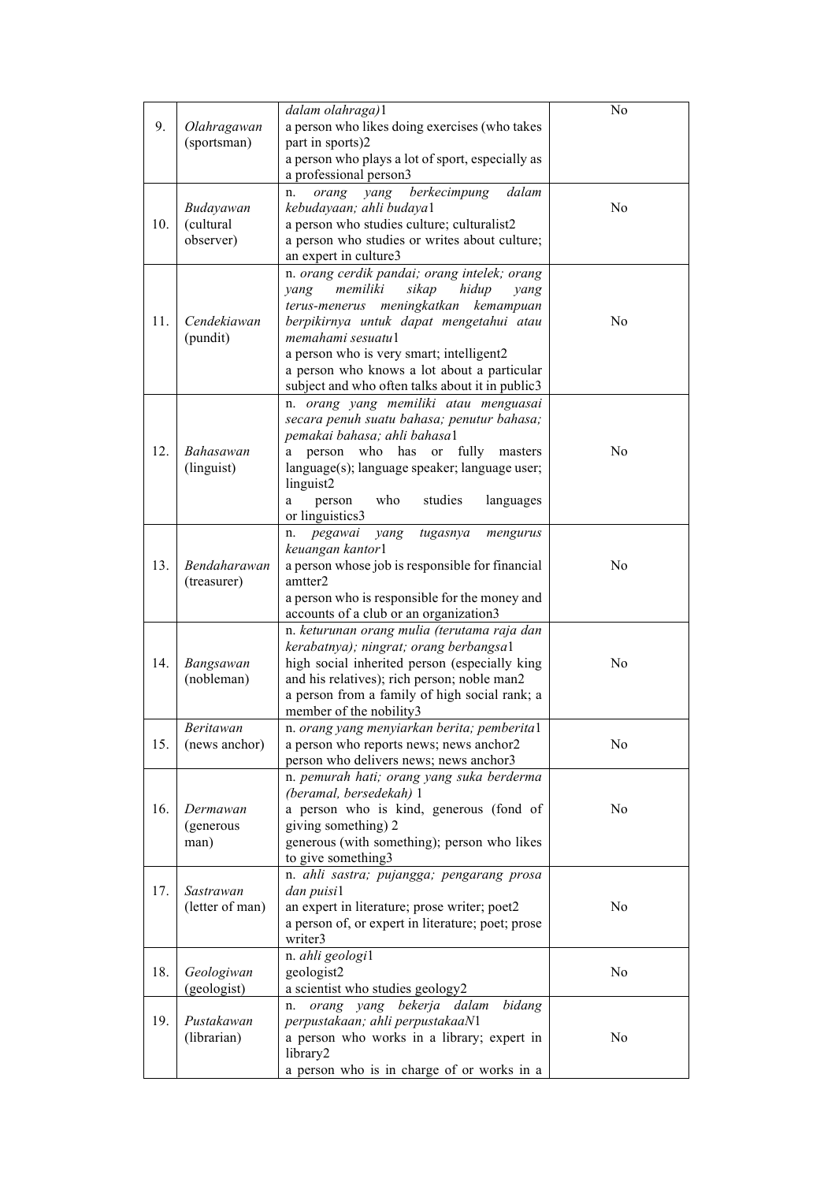| | | | |
|---|---|---|---|
| 9. | *Olahragawan* (sportsman) | *dalam olahraga)*1<br>a person who likes doing exercises (who takes part in sports)2<br>a person who plays a lot of sport, especially as a professional person3 | No |
| 10. | *Budayawan* (cultural observer) | n. *orang yang berkecimpung dalam kebudayaan; ahli budaya*1<br>a person who studies culture; culturalist2<br>a person who studies or writes about culture; an expert in culture3 | No |
| 11. | *Cendekiawan* (pundit) | n. *orang cerdik pandai; orang intelek; orang yang memiliki sikap hidup yang terus-menerus meningkatkan kemampuan berpikirnya untuk dapat mengetahui atau memahami sesuatu*1<br>a person who is very smart; intelligent2<br>a person who knows a lot about a particular subject and who often talks about it in public3 | No |
| 12. | *Bahasawan* (linguist) | n. *orang yang memiliki atau menguasai secara penuh suatu bahasa; penutur bahasa; pemakai bahasa; ahli bahasa*1<br>a person who has or fully masters language(s); language speaker; language user; linguist2<br>a person who studies languages or linguistics3 | No |
| 13. | *Bendaharawan* (treasurer) | n. *pegawai yang tugasnya mengurus keuangan kantor*1<br>a person whose job is responsible for financial amtter2<br>a person who is responsible for the money and accounts of a club or an organization3 | No |
| 14. | *Bangsawan* (nobleman) | n. *keturunan orang mulia (terutama raja dan kerabatnya); ningrat; orang berbangsa*1<br>high social inherited person (especially king and his relatives); rich person; noble man2<br>a person from a family of high social rank; a member of the nobility3 | No |
| 15. | *Beritawan* (news anchor) | n. *orang yang menyiarkan berita; pemberita*1<br>a person who reports news; news anchor2<br>person who delivers news; news anchor3 | No |
| 16. | *Dermawan* (generous man) | n. *pemurah hati; orang yang suka berderma (beramal, bersedekah)* 1<br>a person who is kind, generous (fond of giving something) 2<br>generous (with something); person who likes to give something3 | No |
| 17. | *Sastrawan* (letter of man) | n. *ahli sastra; pujangga; pengarang prosa dan puisi*1<br>an expert in literature; prose writer; poet2<br>a person of, or expert in literature; poet; prose writer3 | No |
| 18. | *Geologiwan* (geologist) | n. *ahli geologi*1<br>geologist2<br>a scientist who studies geology2 | No |
| 19. | *Pustakawan* (librarian) | n. *orang yang bekerja dalam bidang perpustakaan; ahli perpustakaaN*1<br>a person who works in a library; expert in library2<br>a person who is in charge of or works in a | No |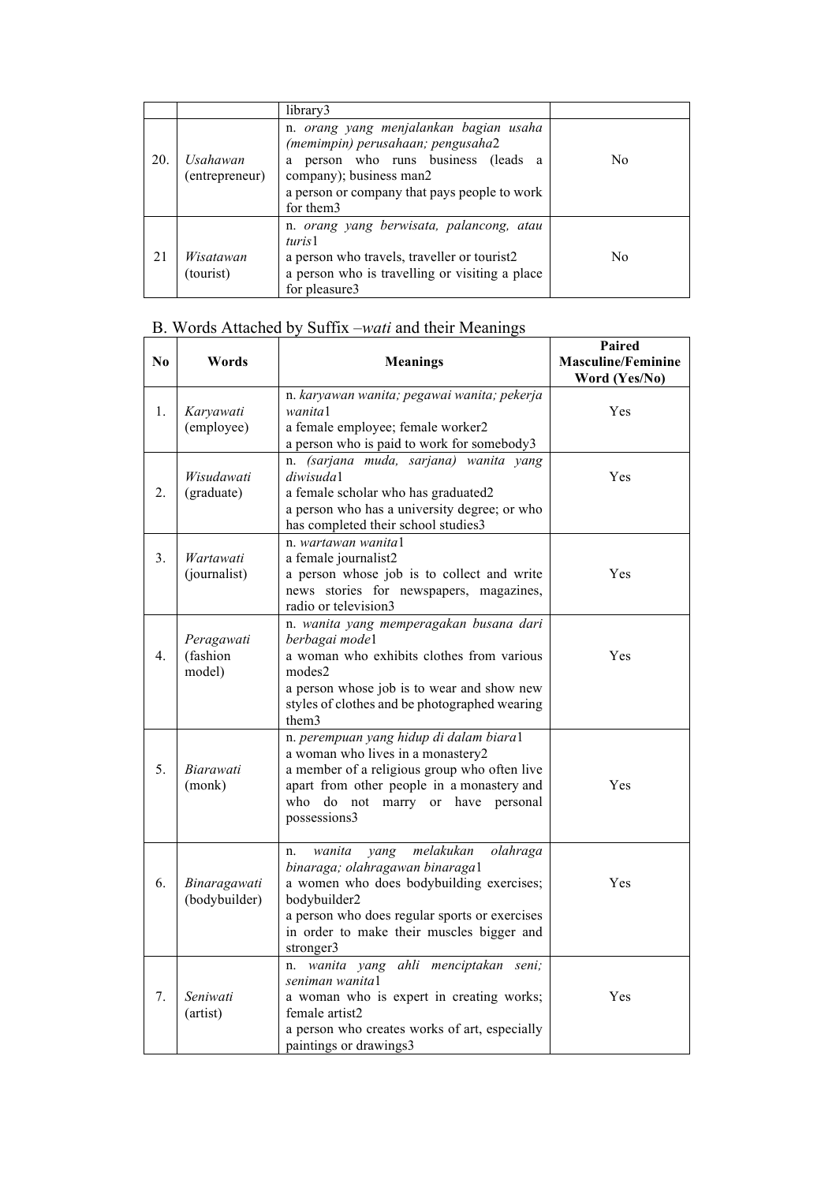|  |  | library3 |  |
|---|---|---|---|
| 20. | *Usahawan* (entrepreneur) | n. *orang yang menjalankan bagian usaha (memimpin) perusahaan; pengusaha*2<br>a person who runs business (leads a company); business man2<br>a person or company that pays people to work for them3 | No |
| 21 | *Wisatawan* (tourist) | n. *orang yang berwisata, palancong, atau turis*1<br>a person who travels, traveller or tourist2<br>a person who is travelling or visiting a place for pleasure3 | No |

B. Words Attached by Suffix –*wati* and their Meanings

| No | Words | Meanings | Paired Masculine/Feminine Word (Yes/No) |
|---|---|---|---|
| 1. | *Karyawati* (employee) | n. *karyawan wanita; pegawai wanita; pekerja wanita*1<br>a female employee; female worker2<br>a person who is paid to work for somebody3 | Yes |
| 2. | *Wisudawati* (graduate) | n. *(sarjana muda, sarjana) wanita yang diwisuda*1<br>a female scholar who has graduated2<br>a person who has a university degree; or who has completed their school studies3 | Yes |
| 3. | *Wartawati* (journalist) | n. *wartawan wanita*1<br>a female journalist2<br>a person whose job is to collect and write news stories for newspapers, magazines, radio or television3 | Yes |
| 4. | *Peragawati* (fashion model) | n. *wanita yang memperagakan busana dari berbagai mode*1<br>a woman who exhibits clothes from various modes2<br>a person whose job is to wear and show new styles of clothes and be photographed wearing them3 | Yes |
| 5. | *Biarawati* (monk) | n. *perempuan yang hidup di dalam biara*1<br>a woman who lives in a monastery2<br>a member of a religious group who often live apart from other people in a monastery and who do not marry or have personal possessions3 | Yes |
| 6. | *Binaragawati* (bodybuilder) | n. *wanita yang melakukan olahraga binaraga; olahragawan binaraga*1<br>a women who does bodybuilding exercises; bodybuilder2<br>a person who does regular sports or exercises in order to make their muscles bigger and stronger3 | Yes |
| 7. | *Seniwati* (artist) | n. *wanita yang ahli menciptakan seni; seniman wanita*1<br>a woman who is expert in creating works; female artist2<br>a person who creates works of art, especially paintings or drawings3 | Yes |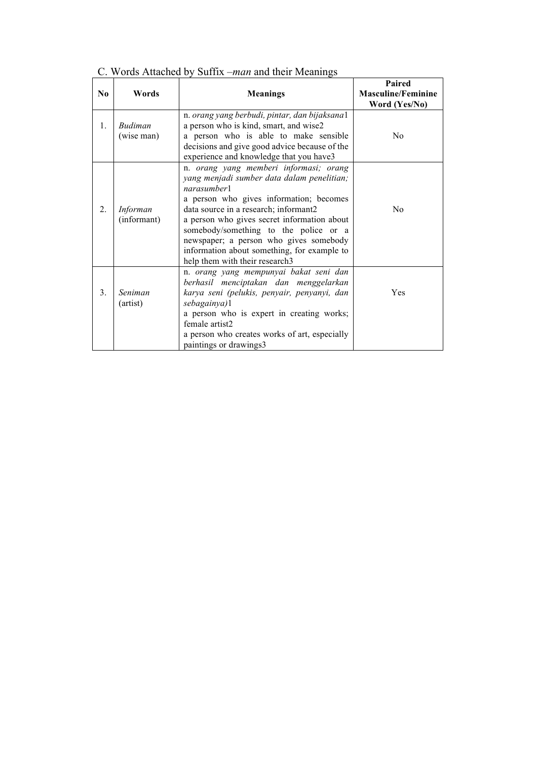C. Words Attached by Suffix *–man* and their Meanings

| No | Words | Meanings | Paired Masculine/Feminine Word (Yes/No) |
|---|---|---|---|
| 1. | *Budiman* (wise man) | n. *orang yang berbudi, pintar, dan bijaksana*1<br>a person who is kind, smart, and wise2<br>a person who is able to make sensible decisions and give good advice because of the experience and knowledge that you have3 | No |
| 2. | *Informan* (informant) | n. *orang yang memberi informasi; orang yang menjadi sumber data dalam penelitian; narasumber*1<br>a person who gives information; becomes data source in a research; informant2<br>a person who gives secret information about somebody/something to the police or a newspaper; a person who gives somebody information about something, for example to help them with their research3 | No |
| 3. | *Seniman* (artist) | n. *orang yang mempunyai bakat seni dan berhasil menciptakan dan menggelarkan karya seni (pelukis, penyair, penyanyi, dan sebagainya)*1<br>a person who is expert in creating works; female artist2<br>a person who creates works of art, especially paintings or drawings3 | Yes |